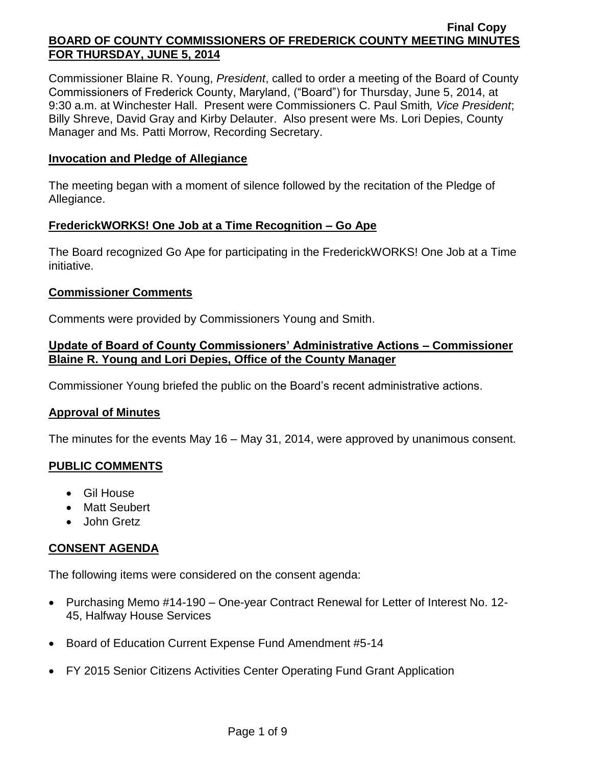Final Copy

**BOARD OF COUNTY COMMISSIONERS OF FREDERICK COUNTY MEETING MINUTES FOR THURSDAY, JUNE 5, 2014**

Commissioner Blaine R. Young, *President*, called to order a meeting of the Board of County Commissioners of Frederick County, Maryland, ("Board") for Thursday, June 5, 2014, at 9:30 a.m. at Winchester Hall. Present were Commissioners C. Paul Smith*, Vice President*; Billy Shreve, David Gray and Kirby Delauter. Also present were Ms. Lori Depies, County Manager and Ms. Patti Morrow, Recording Secretary.

**Invocation and Pledge of Allegiance**

The meeting began with a moment of silence followed by the recitation of the Pledge of Allegiance.

**FrederickWORKS! One Job at a Time Recognition – Go Ape**

The Board recognized Go Ape for participating in the FrederickWORKS! One Job at a Time initiative.

**Commissioner Comments**

Comments were provided by Commissioners Young and Smith.

**Update of Board of County Commissioners' Administrative Actions – Commissioner Blaine R. Young and Lori Depies, Office of the County Manager**

Commissioner Young briefed the public on the Board's recent administrative actions.

**Approval of Minutes**

The minutes for the events May 16 – May 31, 2014, were approved by unanimous consent.

**PUBLIC COMMENTS**

- Gil House
- Matt Seubert
- John Gretz

**CONSENT AGENDA**

The following items were considered on the consent agenda:

- Purchasing Memo #14-190 – One-year Contract Renewal for Letter of Interest No. 12-45, Halfway House Services
- Board of Education Current Expense Fund Amendment #5-14
- FY 2015 Senior Citizens Activities Center Operating Fund Grant Application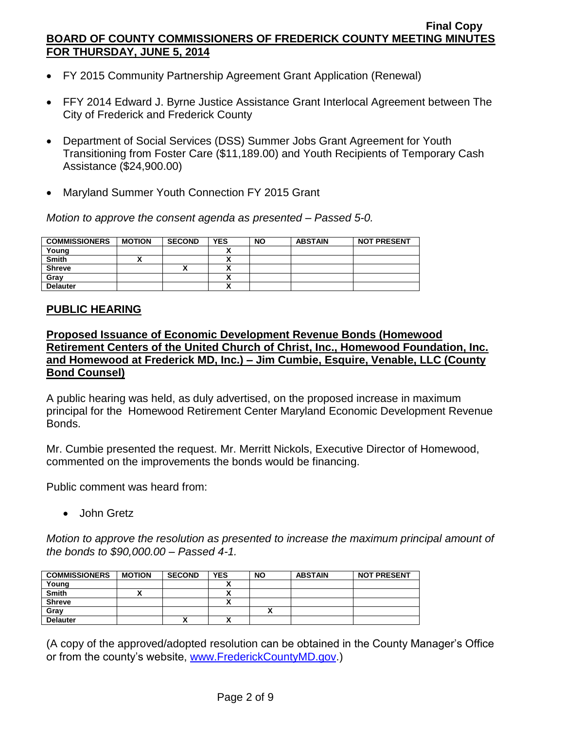- FY 2015 Community Partnership Agreement Grant Application (Renewal)
- FFY 2014 Edward J. Byrne Justice Assistance Grant Interlocal Agreement between The City of Frederick and Frederick County
- Department of Social Services (DSS) Summer Jobs Grant Agreement for Youth Transitioning from Foster Care ($11,189.00) and Youth Recipients of Temporary Cash Assistance ($24,900.00)
- Maryland Summer Youth Connection FY 2015 Grant

*Motion to approve the consent agenda as presented – Passed 5-0.*

| COMMISSIONERS | MOTION | SECOND | YES | NO | ABSTAIN | NOT PRESENT |
|---|---|---|---|---|---|---|
| Young | | | X | | | |
| Smith | X | | X | | | |
| Shreve | | X | X | | | |
| Gray | | | X | | | |
| Delauter | | | X | | | |

## PUBLIC HEARING

### Proposed Issuance of Economic Development Revenue Bonds (Homewood Retirement Centers of the United Church of Christ, Inc., Homewood Foundation, Inc. and Homewood at Frederick MD, Inc.) – Jim Cumbie, Esquire, Venable, LLC (County Bond Counsel)

A public hearing was held, as duly advertised, on the proposed increase in maximum principal for the Homewood Retirement Center Maryland Economic Development Revenue Bonds.

Mr. Cumbie presented the request. Mr. Merritt Nickols, Executive Director of Homewood, commented on the improvements the bonds would be financing.

Public comment was heard from:

- John Gretz

*Motion to approve the resolution as presented to increase the maximum principal amount of the bonds to $90,000.00 – Passed 4-1.*

| COMMISSIONERS | MOTION | SECOND | YES | NO | ABSTAIN | NOT PRESENT |
|---|---|---|---|---|---|---|
| Young | | | X | | | |
| Smith | X | | X | | | |
| Shreve | | | X | | | |
| Gray | | | | X | | |
| Delauter | | X | X | | | |

(A copy of the approved/adopted resolution can be obtained in the County Manager's Office or from the county's website, www.FrederickCountyMD.gov.)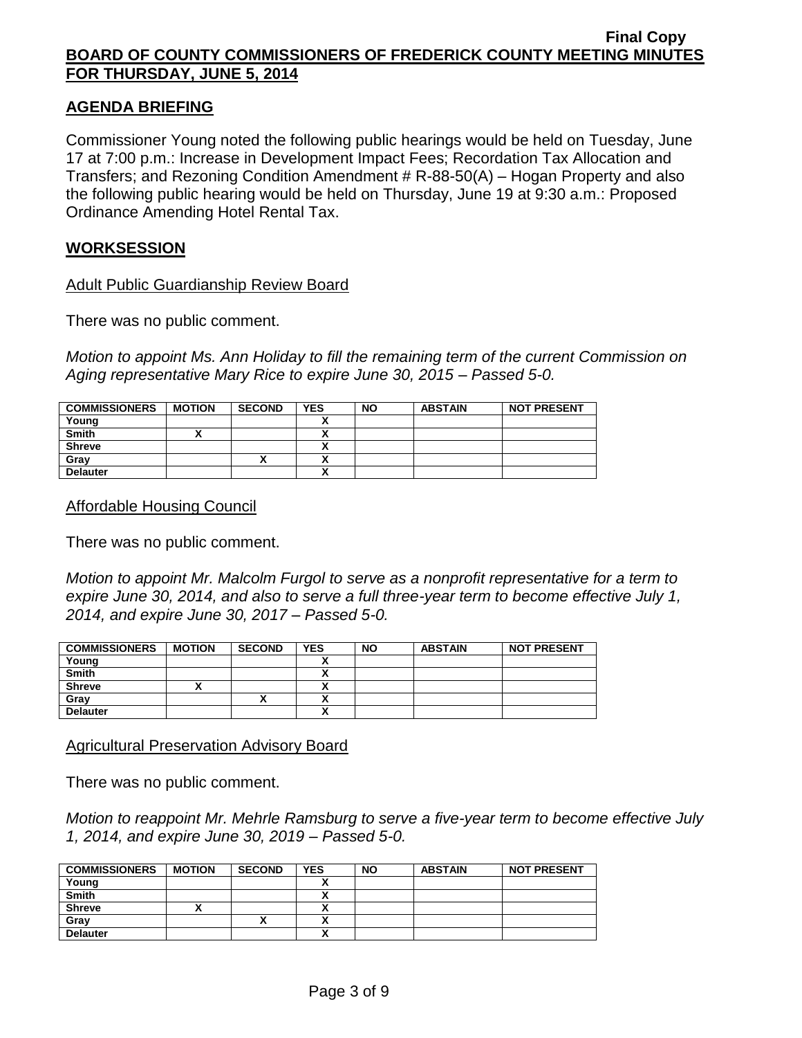## AGENDA BRIEFING

Commissioner Young noted the following public hearings would be held on Tuesday, June 17 at 7:00 p.m.: Increase in Development Impact Fees; Recordation Tax Allocation and Transfers; and Rezoning Condition Amendment # R-88-50(A) – Hogan Property and also the following public hearing would be held on Thursday, June 19 at 9:30 a.m.: Proposed Ordinance Amending Hotel Rental Tax.

## WORKSESSION

Adult Public Guardianship Review Board

There was no public comment.

*Motion to appoint Ms. Ann Holiday to fill the remaining term of the current Commission on Aging representative Mary Rice to expire June 30, 2015 – Passed 5-0.*

| COMMISSIONERS | MOTION | SECOND | YES | NO | ABSTAIN | NOT PRESENT |
|---|---|---|---|---|---|---|
| Young | | | X | | | |
| Smith | X | | X | | | |
| Shreve | | | X | | | |
| Gray | | X | X | | | |
| Delauter | | | X | | | |

Affordable Housing Council

There was no public comment.

*Motion to appoint Mr. Malcolm Furgol to serve as a nonprofit representative for a term to expire June 30, 2014, and also to serve a full three-year term to become effective July 1, 2014, and expire June 30, 2017 – Passed 5-0.*

| COMMISSIONERS | MOTION | SECOND | YES | NO | ABSTAIN | NOT PRESENT |
|---|---|---|---|---|---|---|
| Young | | | X | | | |
| Smith | | | X | | | |
| Shreve | X | | X | | | |
| Gray | | X | X | | | |
| Delauter | | | X | | | |

Agricultural Preservation Advisory Board

There was no public comment.

*Motion to reappoint Mr. Mehrle Ramsburg to serve a five-year term to become effective July 1, 2014, and expire June 30, 2019 – Passed 5-0.*

| COMMISSIONERS | MOTION | SECOND | YES | NO | ABSTAIN | NOT PRESENT |
|---|---|---|---|---|---|---|
| Young | | | X | | | |
| Smith | | | X | | | |
| Shreve | X | | X | | | |
| Gray | | X | X | | | |
| Delauter | | | X | | | |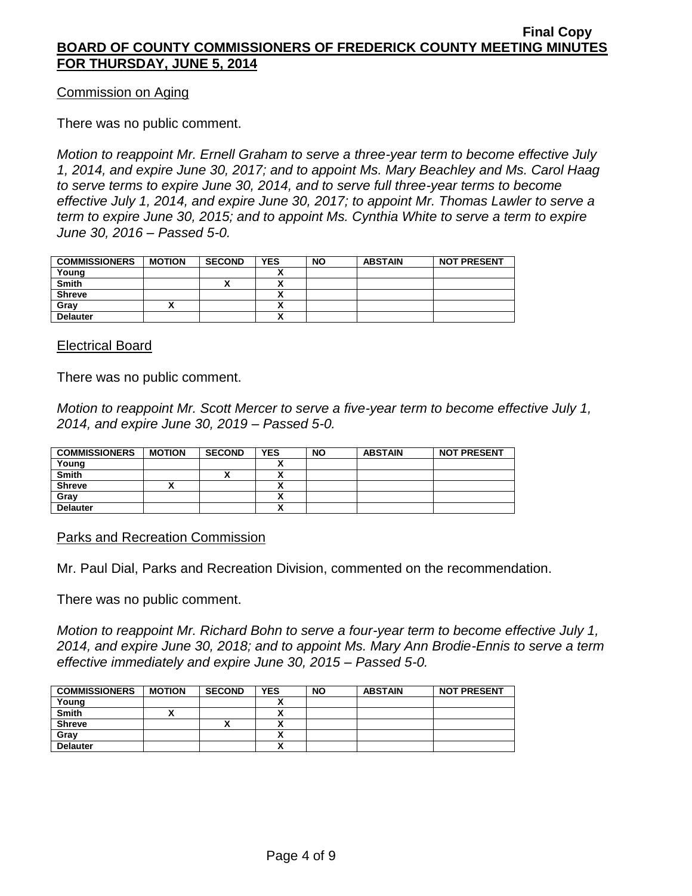Commission on Aging

There was no public comment.

*Motion to reappoint Mr. Ernell Graham to serve a three-year term to become effective July 1, 2014, and expire June 30, 2017; and to appoint Ms. Mary Beachley and Ms. Carol Haag to serve terms to expire June 30, 2014, and to serve full three-year terms to become effective July 1, 2014, and expire June 30, 2017; to appoint Mr. Thomas Lawler to serve a term to expire June 30, 2015; and to appoint Ms. Cynthia White to serve a term to expire June 30, 2016 – Passed 5-0.*

| COMMISSIONERS | MOTION | SECOND | YES | NO | ABSTAIN | NOT PRESENT |
|---|---|---|---|---|---|---|
| Young | | | X | | | |
| Smith | | X | X | | | |
| Shreve | | | X | | | |
| Gray | X | | X | | | |
| Delauter | | | X | | | |

Electrical Board

There was no public comment.

*Motion to reappoint Mr. Scott Mercer to serve a five-year term to become effective July 1, 2014, and expire June 30, 2019 – Passed 5-0.*

| COMMISSIONERS | MOTION | SECOND | YES | NO | ABSTAIN | NOT PRESENT |
|---|---|---|---|---|---|---|
| Young | | | X | | | |
| Smith | | X | X | | | |
| Shreve | X | | X | | | |
| Gray | | | X | | | |
| Delauter | | | X | | | |

Parks and Recreation Commission

Mr. Paul Dial, Parks and Recreation Division, commented on the recommendation.

There was no public comment.

*Motion to reappoint Mr. Richard Bohn to serve a four-year term to become effective July 1, 2014, and expire June 30, 2018; and to appoint Ms. Mary Ann Brodie-Ennis to serve a term effective immediately and expire June 30, 2015 – Passed 5-0.*

| COMMISSIONERS | MOTION | SECOND | YES | NO | ABSTAIN | NOT PRESENT |
|---|---|---|---|---|---|---|
| Young | | | X | | | |
| Smith | X | | X | | | |
| Shreve | | X | X | | | |
| Gray | | | X | | | |
| Delauter | | | X | | | |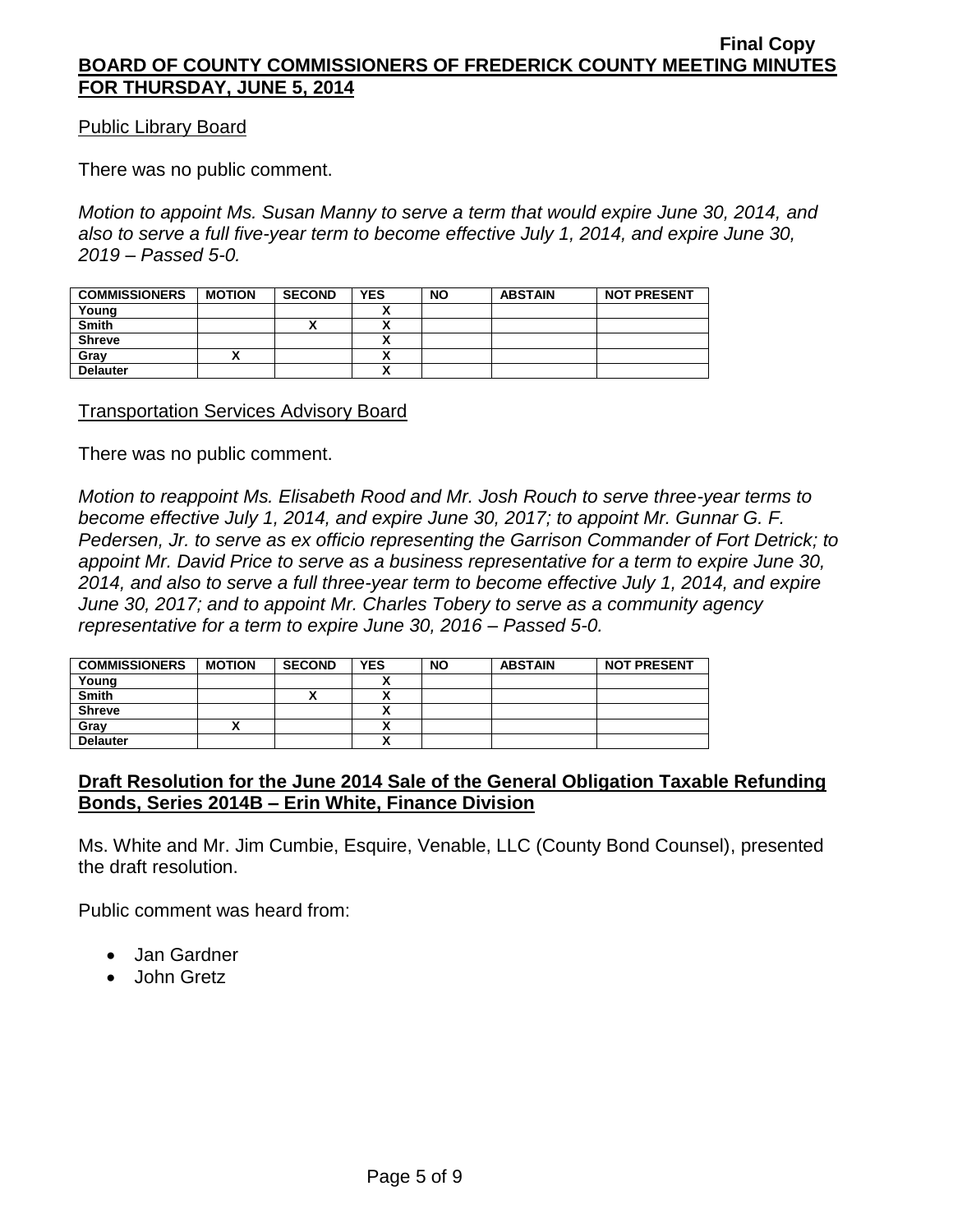Public Library Board

There was no public comment.

*Motion to appoint Ms. Susan Manny to serve a term that would expire June 30, 2014, and also to serve a full five-year term to become effective July 1, 2014, and expire June 30, 2019 – Passed 5-0.*

| COMMISSIONERS | MOTION | SECOND | YES | NO | ABSTAIN | NOT PRESENT |
|---|---|---|---|---|---|---|
| Young | | | X | | | |
| Smith | | X | X | | | |
| Shreve | | | X | | | |
| Gray | X | | X | | | |
| Delauter | | | X | | | |

Transportation Services Advisory Board

There was no public comment.

*Motion to reappoint Ms. Elisabeth Rood and Mr. Josh Rouch to serve three-year terms to become effective July 1, 2014, and expire June 30, 2017; to appoint Mr. Gunnar G. F. Pedersen, Jr. to serve as ex officio representing the Garrison Commander of Fort Detrick; to appoint Mr. David Price to serve as a business representative for a term to expire June 30, 2014, and also to serve a full three-year term to become effective July 1, 2014, and expire June 30, 2017; and to appoint Mr. Charles Tobery to serve as a community agency representative for a term to expire June 30, 2016 – Passed 5-0.*

| COMMISSIONERS | MOTION | SECOND | YES | NO | ABSTAIN | NOT PRESENT |
|---|---|---|---|---|---|---|
| Young | | | X | | | |
| Smith | | X | X | | | |
| Shreve | | | X | | | |
| Gray | X | | X | | | |
| Delauter | | | X | | | |

**Draft Resolution for the June 2014 Sale of the General Obligation Taxable Refunding Bonds, Series 2014B – Erin White, Finance Division**

Ms. White and Mr. Jim Cumbie, Esquire, Venable, LLC (County Bond Counsel), presented the draft resolution.

Public comment was heard from:

- Jan Gardner
- John Gretz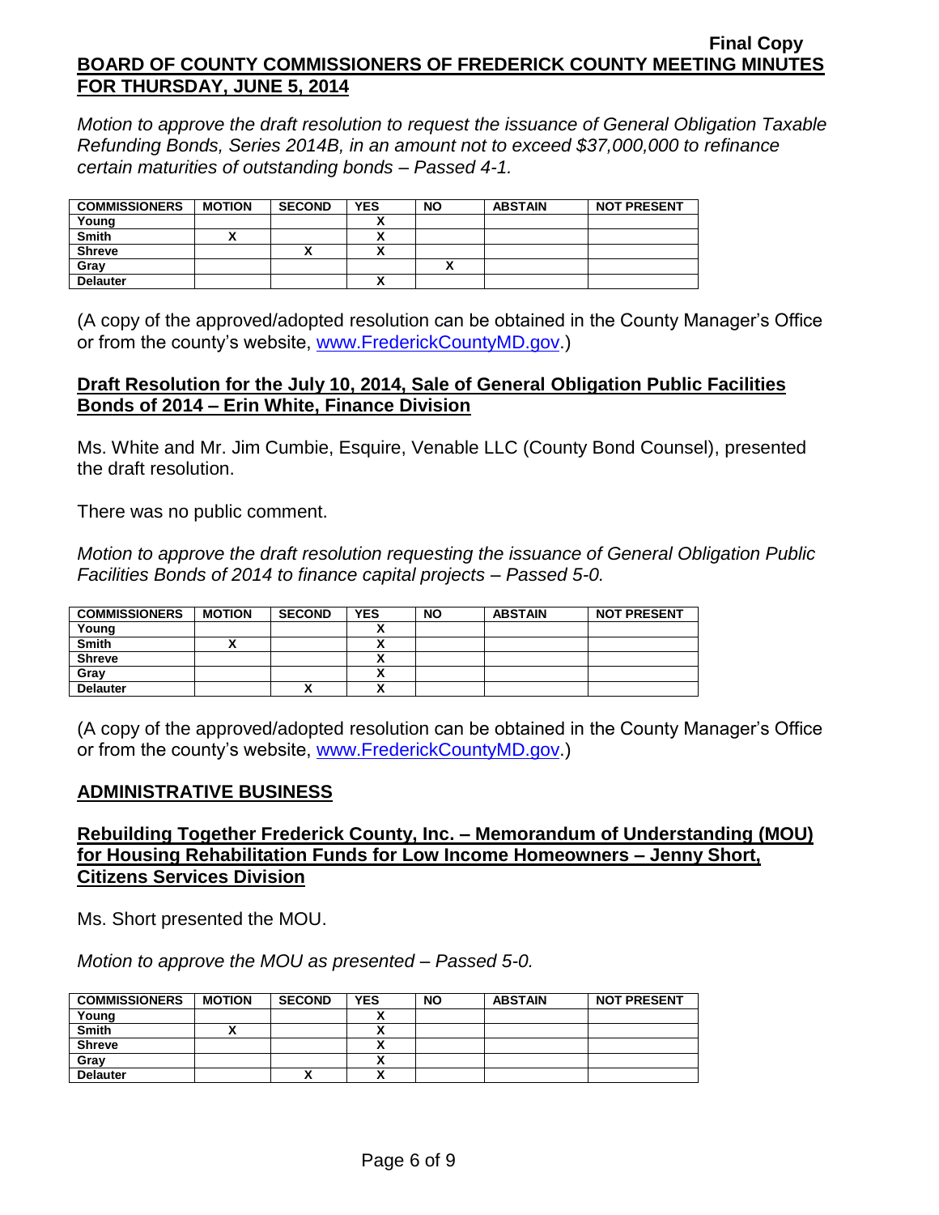*Motion to approve the draft resolution to request the issuance of General Obligation Taxable Refunding Bonds, Series 2014B, in an amount not to exceed $37,000,000 to refinance certain maturities of outstanding bonds – Passed 4-1.*

| COMMISSIONERS | MOTION | SECOND | YES | NO | ABSTAIN | NOT PRESENT |
|---|---|---|---|---|---|---|
| Young | | | X | | | |
| Smith | X | | X | | | |
| Shreve | | X | X | | | |
| Gray | | | | X | | |
| Delauter | | | X | | | |

(A copy of the approved/adopted resolution can be obtained in the County Manager's Office or from the county's website, [www.FrederickCountyMD.gov](http://www.FrederickCountyMD.gov).)

## Draft Resolution for the July 10, 2014, Sale of General Obligation Public Facilities Bonds of 2014 – Erin White, Finance Division

Ms. White and Mr. Jim Cumbie, Esquire, Venable LLC (County Bond Counsel), presented the draft resolution.

There was no public comment.

*Motion to approve the draft resolution requesting the issuance of General Obligation Public Facilities Bonds of 2014 to finance capital projects – Passed 5-0.*

| COMMISSIONERS | MOTION | SECOND | YES | NO | ABSTAIN | NOT PRESENT |
|---|---|---|---|---|---|---|
| Young | | | X | | | |
| Smith | X | | X | | | |
| Shreve | | | X | | | |
| Gray | | | X | | | |
| Delauter | | X | X | | | |

(A copy of the approved/adopted resolution can be obtained in the County Manager's Office or from the county's website, [www.FrederickCountyMD.gov](http://www.FrederickCountyMD.gov).)

## ADMINISTRATIVE BUSINESS

## Rebuilding Together Frederick County, Inc. – Memorandum of Understanding (MOU) for Housing Rehabilitation Funds for Low Income Homeowners – Jenny Short, Citizens Services Division

Ms. Short presented the MOU.

*Motion to approve the MOU as presented – Passed 5-0.*

| COMMISSIONERS | MOTION | SECOND | YES | NO | ABSTAIN | NOT PRESENT |
|---|---|---|---|---|---|---|
| Young | | | X | | | |
| Smith | X | | X | | | |
| Shreve | | | X | | | |
| Gray | | | X | | | |
| Delauter | | X | X | | | |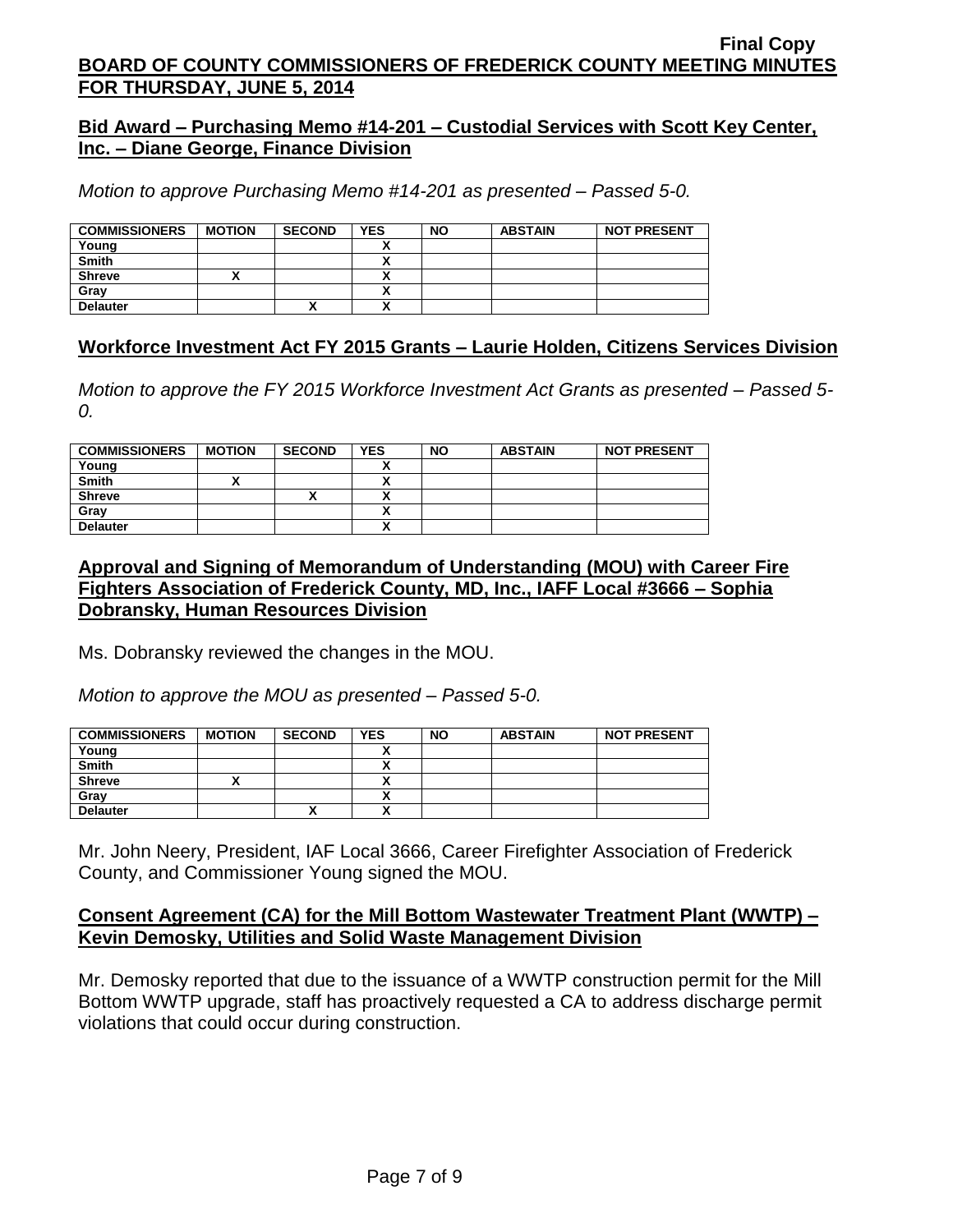**Final Copy**
**BOARD OF COUNTY COMMISSIONERS OF FREDERICK COUNTY MEETING MINUTES FOR THURSDAY, JUNE 5, 2014**

## Bid Award – Purchasing Memo #14-201 – Custodial Services with Scott Key Center, Inc. – Diane George, Finance Division

*Motion to approve Purchasing Memo #14-201 as presented – Passed 5-0.*

| COMMISSIONERS | MOTION | SECOND | YES | NO | ABSTAIN | NOT PRESENT |
|---|---|---|---|---|---|---|
| Young | | | X | | | |
| Smith | | | X | | | |
| Shreve | X | | X | | | |
| Gray | | | X | | | |
| Delauter | | X | X | | | |

## Workforce Investment Act FY 2015 Grants – Laurie Holden, Citizens Services Division

*Motion to approve the FY 2015 Workforce Investment Act Grants as presented – Passed 5-0.*

| COMMISSIONERS | MOTION | SECOND | YES | NO | ABSTAIN | NOT PRESENT |
|---|---|---|---|---|---|---|
| Young | | | X | | | |
| Smith | X | | X | | | |
| Shreve | | X | X | | | |
| Gray | | | X | | | |
| Delauter | | | X | | | |

## Approval and Signing of Memorandum of Understanding (MOU) with Career Fire Fighters Association of Frederick County, MD, Inc., IAFF Local #3666 – Sophia Dobransky, Human Resources Division

Ms. Dobransky reviewed the changes in the MOU.

*Motion to approve the MOU as presented – Passed 5-0.*

| COMMISSIONERS | MOTION | SECOND | YES | NO | ABSTAIN | NOT PRESENT |
|---|---|---|---|---|---|---|
| Young | | | X | | | |
| Smith | | | X | | | |
| Shreve | X | | X | | | |
| Gray | | | X | | | |
| Delauter | | X | X | | | |

Mr. John Neery, President, IAF Local 3666, Career Firefighter Association of Frederick County, and Commissioner Young signed the MOU.

## Consent Agreement (CA) for the Mill Bottom Wastewater Treatment Plant (WWTP) – Kevin Demosky, Utilities and Solid Waste Management Division

Mr. Demosky reported that due to the issuance of a WWTP construction permit for the Mill Bottom WWTP upgrade, staff has proactively requested a CA to address discharge permit violations that could occur during construction.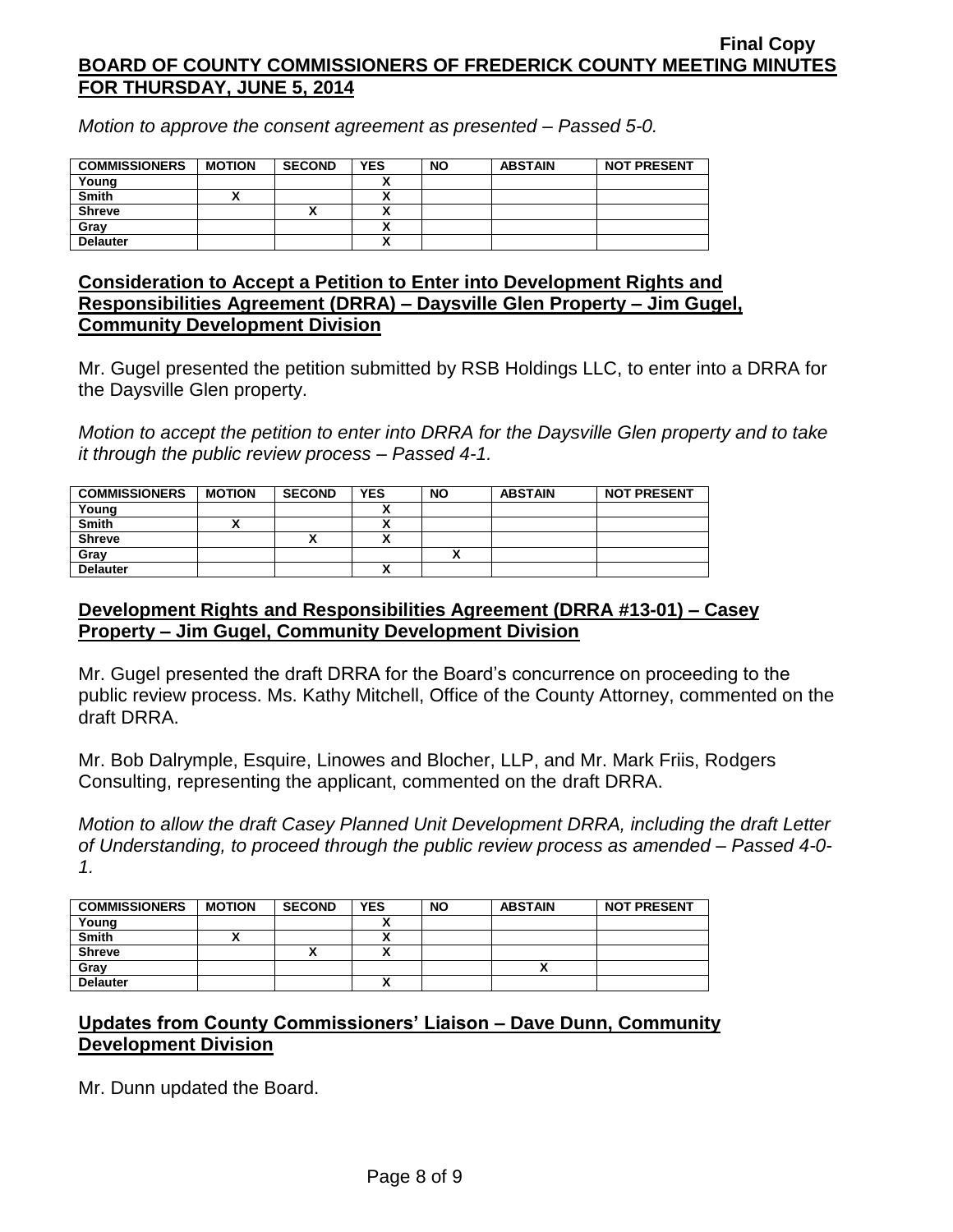*Motion to approve the consent agreement as presented – Passed 5-0.*

| COMMISSIONERS | MOTION | SECOND | YES | NO | ABSTAIN | NOT PRESENT |
|---|---|---|---|---|---|---|
| Young | | | X | | | |
| Smith | X | | X | | | |
| Shreve | | X | X | | | |
| Gray | | | X | | | |
| Delauter | | | X | | | |

## Consideration to Accept a Petition to Enter into Development Rights and Responsibilities Agreement (DRRA) – Daysville Glen Property – Jim Gugel, Community Development Division

Mr. Gugel presented the petition submitted by RSB Holdings LLC, to enter into a DRRA for the Daysville Glen property.

*Motion to accept the petition to enter into DRRA for the Daysville Glen property and to take it through the public review process – Passed 4-1.*

| COMMISSIONERS | MOTION | SECOND | YES | NO | ABSTAIN | NOT PRESENT |
|---|---|---|---|---|---|---|
| Young | | | X | | | |
| Smith | X | | X | | | |
| Shreve | | X | X | | | |
| Gray | | | | X | | |
| Delauter | | | X | | | |

## Development Rights and Responsibilities Agreement (DRRA #13-01) – Casey Property – Jim Gugel, Community Development Division

Mr. Gugel presented the draft DRRA for the Board's concurrence on proceeding to the public review process. Ms. Kathy Mitchell, Office of the County Attorney, commented on the draft DRRA.

Mr. Bob Dalrymple, Esquire, Linowes and Blocher, LLP, and Mr. Mark Friis, Rodgers Consulting, representing the applicant, commented on the draft DRRA.

*Motion to allow the draft Casey Planned Unit Development DRRA, including the draft Letter of Understanding, to proceed through the public review process as amended – Passed 4-0-1.*

| COMMISSIONERS | MOTION | SECOND | YES | NO | ABSTAIN | NOT PRESENT |
|---|---|---|---|---|---|---|
| Young | | | X | | | |
| Smith | X | | X | | | |
| Shreve | | X | X | | | |
| Gray | | | | | X | |
| Delauter | | | X | | | |

## Updates from County Commissioners' Liaison – Dave Dunn, Community Development Division

Mr. Dunn updated the Board.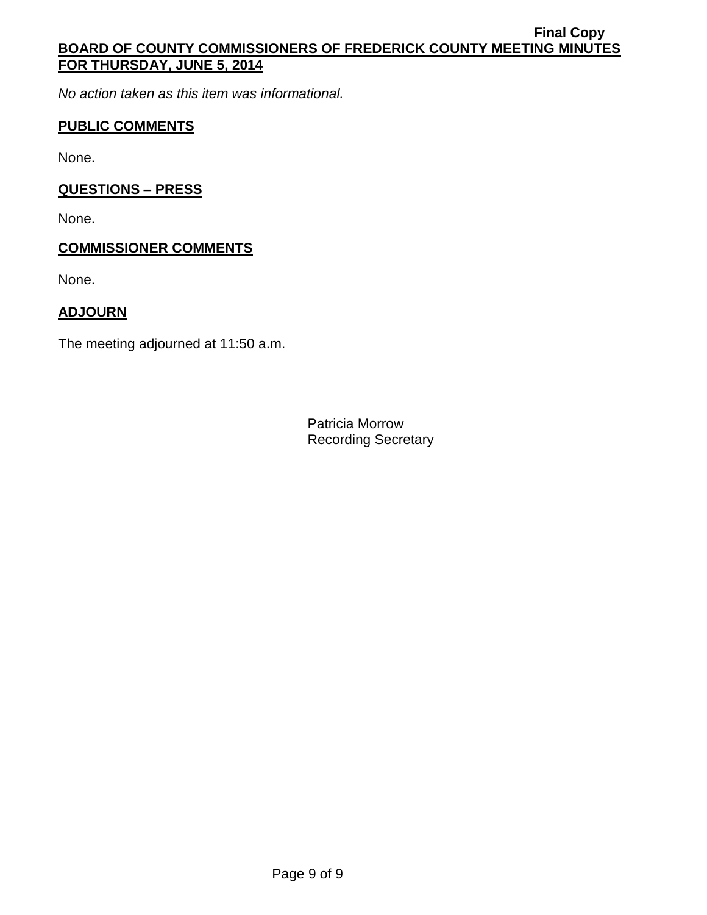*No action taken as this item was informational.*

## PUBLIC COMMENTS

None.

## QUESTIONS – PRESS

None.

## COMMISSIONER COMMENTS

None.

## ADJOURN

The meeting adjourned at 11:50 a.m.

Patricia Morrow
Recording Secretary